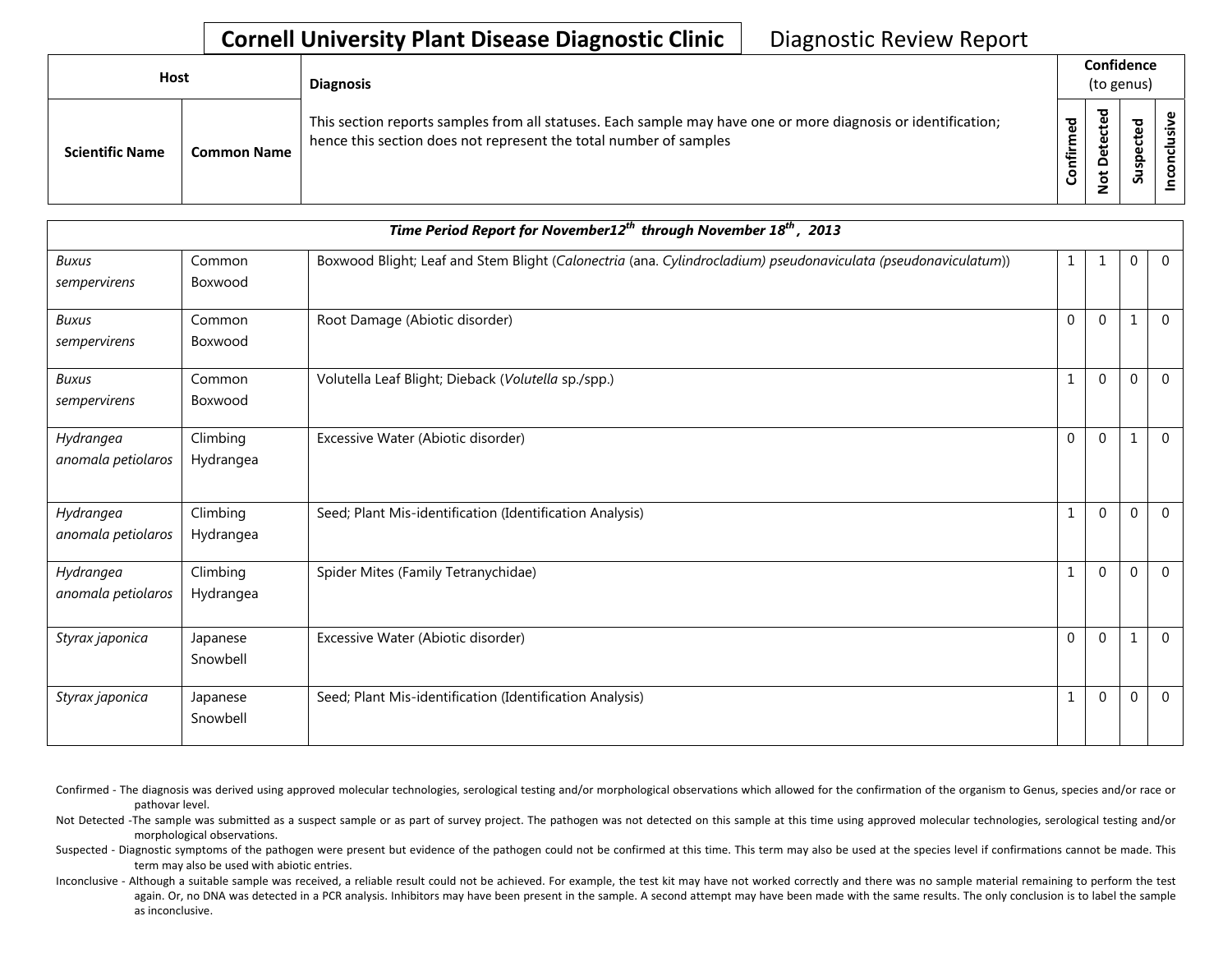# Cornell University Plant Disease Diagnostic Clinic

Diagnostic Review Report

| Host | | Diagnosis | Confidence (to genus) | | | |
|---|---|---|---|---|---|---|
| Scientific Name | Common Name | This section reports samples from all statuses. Each sample may have one or more diagnosis or identification; hence this section does not represent the total number of samples | Confirmed | Not Detected | Suspected | Inconclusive |

| *Time Period Report for November12th through November 18th, 2013* | | | | | | |
|---|---|---|---|---|---|---|
| *Buxus sempervirens* | Common Boxwood | Boxwood Blight; Leaf and Stem Blight (*Calonectria* (ana. *Cylindrocladium) pseudonaviculata (pseudonaviculatum)*) | 1 | 1 | 0 | 0 |
| *Buxus sempervirens* | Common Boxwood | Root Damage (Abiotic disorder) | 0 | 0 | 1 | 0 |
| *Buxus sempervirens* | Common Boxwood | Volutella Leaf Blight; Dieback (*Volutella* sp./spp.) | 1 | 0 | 0 | 0 |
| *Hydrangea anomala petiolaros* | Climbing Hydrangea | Excessive Water (Abiotic disorder) | 0 | 0 | 1 | 0 |
| *Hydrangea anomala petiolaros* | Climbing Hydrangea | Seed; Plant Mis-identification (Identification Analysis) | 1 | 0 | 0 | 0 |
| *Hydrangea anomala petiolaros* | Climbing Hydrangea | Spider Mites (Family Tetranychidae) | 1 | 0 | 0 | 0 |
| *Styrax japonica* | Japanese Snowbell | Excessive Water (Abiotic disorder) | 0 | 0 | 1 | 0 |
| *Styrax japonica* | Japanese Snowbell | Seed; Plant Mis-identification (Identification Analysis) | 1 | 0 | 0 | 0 |

Confirmed - The diagnosis was derived using approved molecular technologies, serological testing and/or morphological observations which allowed for the confirmation of the organism to Genus, species and/or race or pathovar level.

Not Detected -The sample was submitted as a suspect sample or as part of survey project. The pathogen was not detected on this sample at this time using approved molecular technologies, serological testing and/or morphological observations.

Suspected - Diagnostic symptoms of the pathogen were present but evidence of the pathogen could not be confirmed at this time. This term may also be used at the species level if confirmations cannot be made. This term may also be used with abiotic entries.

Inconclusive - Although a suitable sample was received, a reliable result could not be achieved. For example, the test kit may have not worked correctly and there was no sample material remaining to perform the test again. Or, no DNA was detected in a PCR analysis. Inhibitors may have been present in the sample. A second attempt may have been made with the same results. The only conclusion is to label the sample as inconclusive.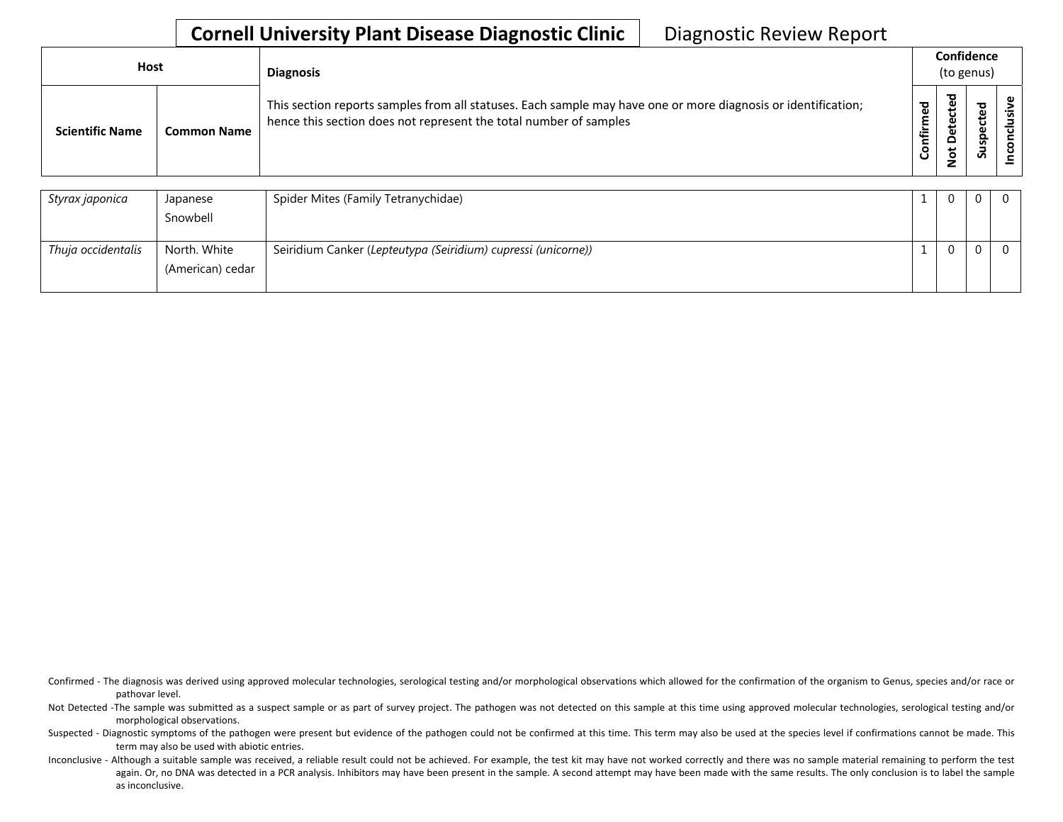| Cornell University Plant Disease Diagnostic Clinic | Diagnostic Review Report | | | | | |
|---|---|---|---|---|---|---|
| **Host** | | **Diagnosis** | **Confidence** (to genus) | | | |
| **Scientific Name** | **Common Name** | This section reports samples from all statuses. Each sample may have one or more diagnosis or identification; hence this section does not represent the total number of samples | **Confirmed** | **Not Detected** | **Suspected** | **Inconclusive** |
| *Styrax japonica* | Japanese Snowbell | Spider Mites (Family Tetranychidae) | 1 | 0 | 0 | 0 |
| *Thuja occidentalis* | North. White (American) cedar | Seiridium Canker (*Lepteutypa (Seiridium) cupressi (unicorne))* | 1 | 0 | 0 | 0 |

Confirmed - The diagnosis was derived using approved molecular technologies, serological testing and/or morphological observations which allowed for the confirmation of the organism to Genus, species and/or race or pathovar level.

Not Detected -The sample was submitted as a suspect sample or as part of survey project. The pathogen was not detected on this sample at this time using approved molecular technologies, serological testing and/or morphological observations.

Suspected - Diagnostic symptoms of the pathogen were present but evidence of the pathogen could not be confirmed at this time. This term may also be used at the species level if confirmations cannot be made. This term may also be used with abiotic entries.

Inconclusive - Although a suitable sample was received, a reliable result could not be achieved. For example, the test kit may have not worked correctly and there was no sample material remaining to perform the test again. Or, no DNA was detected in a PCR analysis. Inhibitors may have been present in the sample. A second attempt may have been made with the same results. The only conclusion is to label the sample as inconclusive.